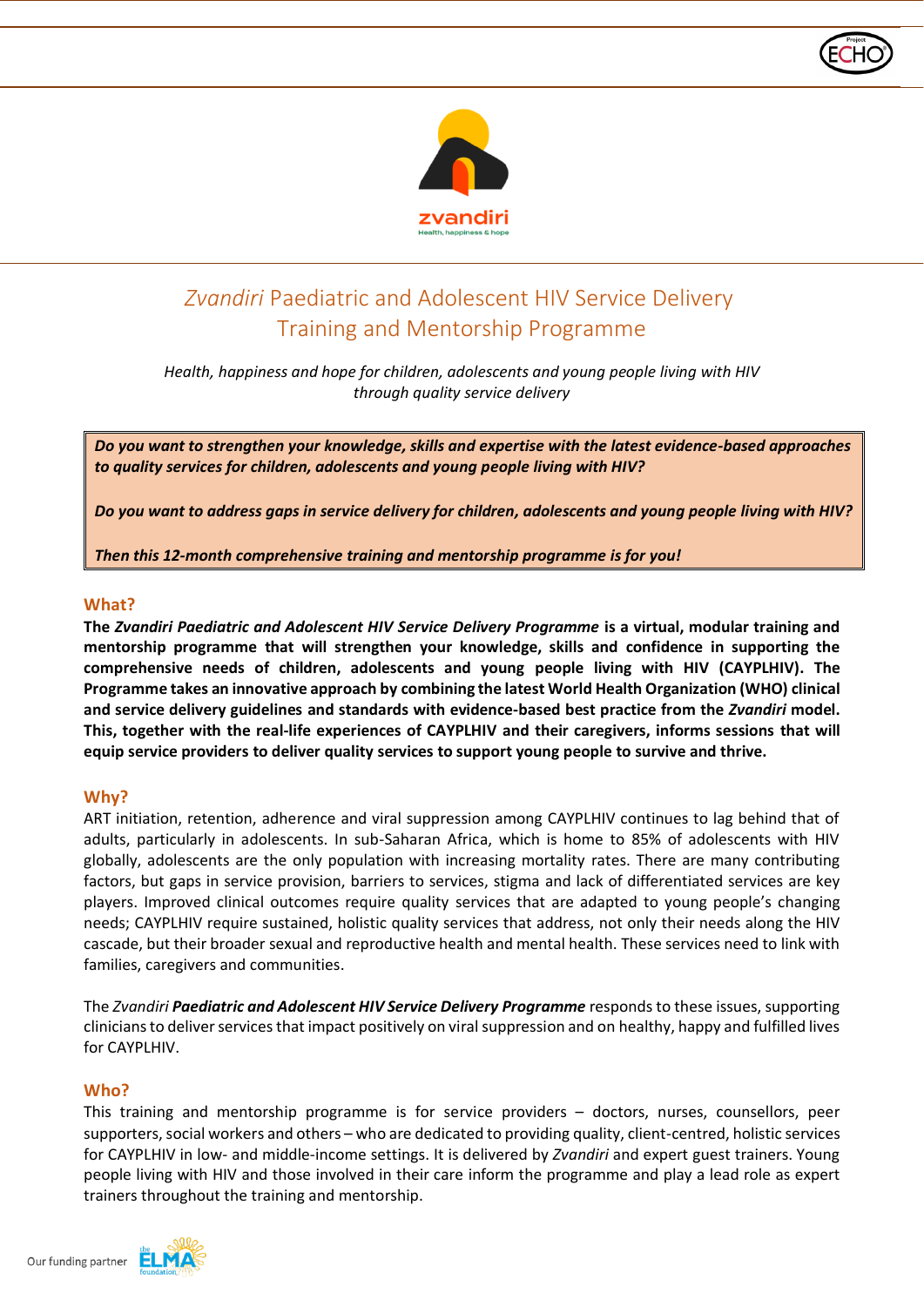# *Zvandiri* Paediatric and Adolescent HIV Service Delivery Training and Mentorship Programme

*Health, happiness and hope for children, adolescents and young people living with HIV through quality service delivery*

***Do you want to strengthen your knowledge, skills and expertise with the latest evidence-based approaches to quality services for children, adolescents and young people living with HIV?***

***Do you want to address gaps in service delivery for children, adolescents and young people living with HIV?***

***Then this 12-month comprehensive training and mentorship programme is for you!***

## What?

**The *Zvandiri Paediatric and Adolescent HIV Service Delivery Programme* is a virtual, modular training and mentorship programme that will strengthen your knowledge, skills and confidence in supporting the comprehensive needs of children, adolescents and young people living with HIV (CAYPLHIV). The Programme takes an innovative approach by combining the latest World Health Organization (WHO) clinical and service delivery guidelines and standards with evidence-based best practice from the *Zvandiri* model. This, together with the real-life experiences of CAYPLHIV and their caregivers, informs sessions that will equip service providers to deliver quality services to support young people to survive and thrive.**

## Why?

ART initiation, retention, adherence and viral suppression among CAYPLHIV continues to lag behind that of adults, particularly in adolescents. In sub-Saharan Africa, which is home to 85% of adolescents with HIV globally, adolescents are the only population with increasing mortality rates. There are many contributing factors, but gaps in service provision, barriers to services, stigma and lack of differentiated services are key players. Improved clinical outcomes require quality services that are adapted to young people's changing needs; CAYPLHIV require sustained, holistic quality services that address, not only their needs along the HIV cascade, but their broader sexual and reproductive health and mental health. These services need to link with families, caregivers and communities.

The *Zvandiri* ***Paediatric and Adolescent HIV Service Delivery Programme*** responds to these issues, supporting clinicians to deliver services that impact positively on viral suppression and on healthy, happy and fulfilled lives for CAYPLHIV.

## Who?

This training and mentorship programme is for service providers – doctors, nurses, counsellors, peer supporters, social workers and others – who are dedicated to providing quality, client-centred, holistic services for CAYPLHIV in low- and middle-income settings. It is delivered by *Zvandiri* and expert guest trainers. Young people living with HIV and those involved in their care inform the programme and play a lead role as expert trainers throughout the training and mentorship.

Our funding partner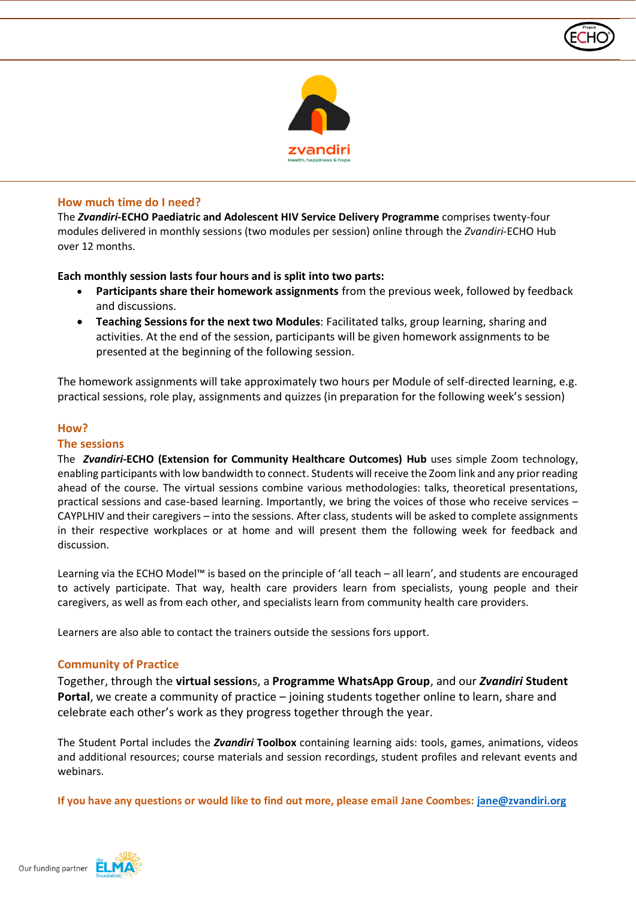## How much time do I need?

The ***Zvandiri*-ECHO Paediatric and Adolescent HIV Service Delivery Programme** comprises twenty-four modules delivered in monthly sessions (two modules per session) online through the *Zvandiri*-ECHO Hub over 12 months.

**Each monthly session lasts four hours and is split into two parts:**

- **Participants share their homework assignments** from the previous week, followed by feedback and discussions.
- **Teaching Sessions for the next two Modules**: Facilitated talks, group learning, sharing and activities. At the end of the session, participants will be given homework assignments to be presented at the beginning of the following session.

The homework assignments will take approximately two hours per Module of self-directed learning, e.g. practical sessions, role play, assignments and quizzes (in preparation for the following week's session)

## How?

### The sessions

The ***Zvandiri*-ECHO (Extension for Community Healthcare Outcomes) Hub** uses simple Zoom technology, enabling participants with low bandwidth to connect. Students will receive the Zoom link and any prior reading ahead of the course. The virtual sessions combine various methodologies: talks, theoretical presentations, practical sessions and case-based learning. Importantly, we bring the voices of those who receive services – CAYPLHIV and their caregivers – into the sessions. After class, students will be asked to complete assignments in their respective workplaces or at home and will present them the following week for feedback and discussion.

Learning via the ECHO Model™ is based on the principle of 'all teach – all learn', and students are encouraged to actively participate. That way, health care providers learn from specialists, young people and their caregivers, as well as from each other, and specialists learn from community health care providers.

Learners are also able to contact the trainers outside the sessions fors upport.

### Community of Practice

Together, through the **virtual session**s, a **Programme WhatsApp Group**, and our ***Zvandiri* Student Portal**, we create a community of practice – joining students together online to learn, share and celebrate each other's work as they progress together through the year.

The Student Portal includes the ***Zvandiri* Toolbox** containing learning aids: tools, games, animations, videos and additional resources; course materials and session recordings, student profiles and relevant events and webinars.

**If you have any questions or would like to find out more, please email Jane Coombes: [jane@zvandiri.org](mailto:jane@zvandiri.org)**

Our funding partner